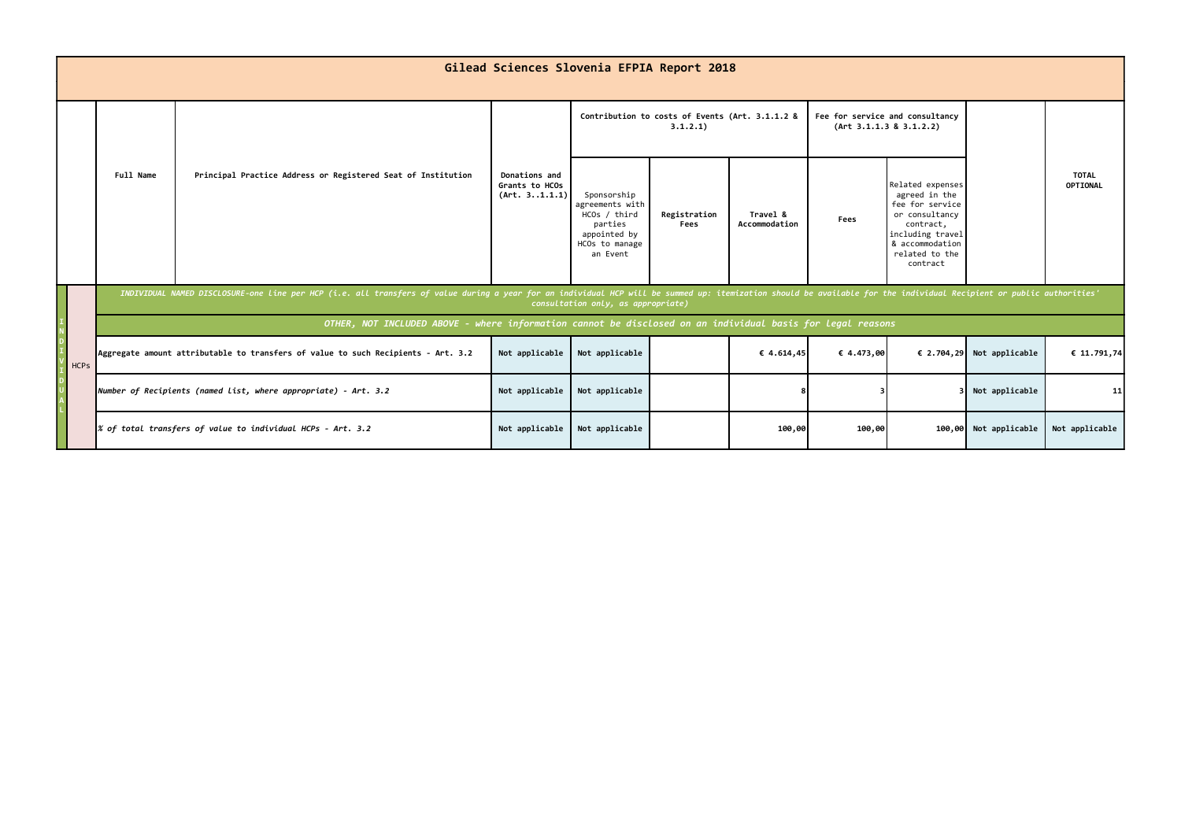# Gilead Sciences Slovenia EFPIA Report 2018

| | | Full Name | Principal Practice Address or Registered Seat of Institution | Donations and Grants to HCOs (Art. 3..1.1.1) | Contribution to costs of Events (Art. 3.1.1.2 & 3.1.2.1) | | | Fee for service and consultancy (Art 3.1.1.3 & 3.1.2.2) | | | TOTAL OPTIONAL |
|---|---|---|---|---|---|---|---|---|---|---|---|
| | | | | | Sponsorship agreements with HCOs / third parties appointed by HCOs to manage an Event | Registration Fees | Travel & Accommodation | Fees | Related expenses agreed in the fee for service or consultancy contract, including travel & accommodation related to the contract | | |
| INDIVIDUAL | HCPs | *INDIVIDUAL NAMED DISCLOSURE-one line per HCP (i.e. all transfers of value during a year for an individual HCP will be summed up: itemization should be available for the individual Recipient or public authorities' consultation only, as appropriate)* | | | | | | | | | |
| | | *OTHER, NOT INCLUDED ABOVE - where information cannot be disclosed on an individual basis for legal reasons* | | | | | | | | | |
| | | Aggregate amount attributable to transfers of value to such Recipients - Art. 3.2 | | Not applicable | Not applicable | | € 4.614,45 | € 4.473,00 | € 2.704,29 | Not applicable | € 11.791,74 |
| | | *Number of Recipients (named list, where appropriate) - Art. 3.2* | | Not applicable | Not applicable | | 8 | 3 | 3 | Not applicable | 11 |
| | | *% of total transfers of value to individual HCPs - Art. 3.2* | | Not applicable | Not applicable | | 100,00 | 100,00 | 100,00 | Not applicable | Not applicable |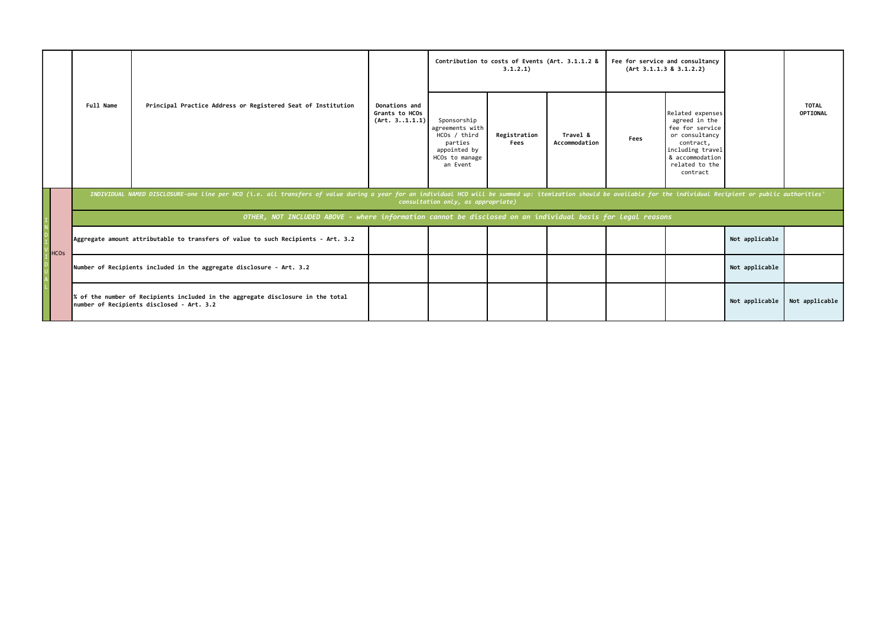| | | Full Name | Principal Practice Address or Registered Seat of Institution | Donations and Grants to HCOs (Art. 3..1.1.1) | Contribution to costs of Events (Art. 3.1.1.2 & 3.1.2.1) | | | Fee for service and consultancy (Art 3.1.1.3 & 3.1.2.2) | | | TOTAL OPTIONAL |
|---|---|---|---|---|---|---|---|---|---|---|---|
| | | | | | Sponsorship agreements with HCOs / third parties appointed by HCOs to manage an Event | Registration Fees | Travel & Accommodation | Fees | Related expenses agreed in the fee for service or consultancy contract, including travel & accommodation related to the contract | | |
| INDIVIDUAL | HCOs | *INDIVIDUAL NAMED DISCLOSURE-one line per HCO (i.e. all transfers of value during a year for an individual HCO will be summed up: itemization should be available for the individual Recipient or public authorities' consultation only, as appropriate)* | | | | | | | | | |
| | | *OTHER, NOT INCLUDED ABOVE - where information cannot be disclosed on an individual basis for legal reasons* | | | | | | | | | |
| | | Aggregate amount attributable to transfers of value to such Recipients - Art. 3.2 | | | | | | | | Not applicable | |
| | | Number of Recipients included in the aggregate disclosure - Art. 3.2 | | | | | | | | Not applicable | |
| | | % of the number of Recipients included in the aggregate disclosure in the total number of Recipients disclosed - Art. 3.2 | | | | | | | | Not applicable | Not applicable |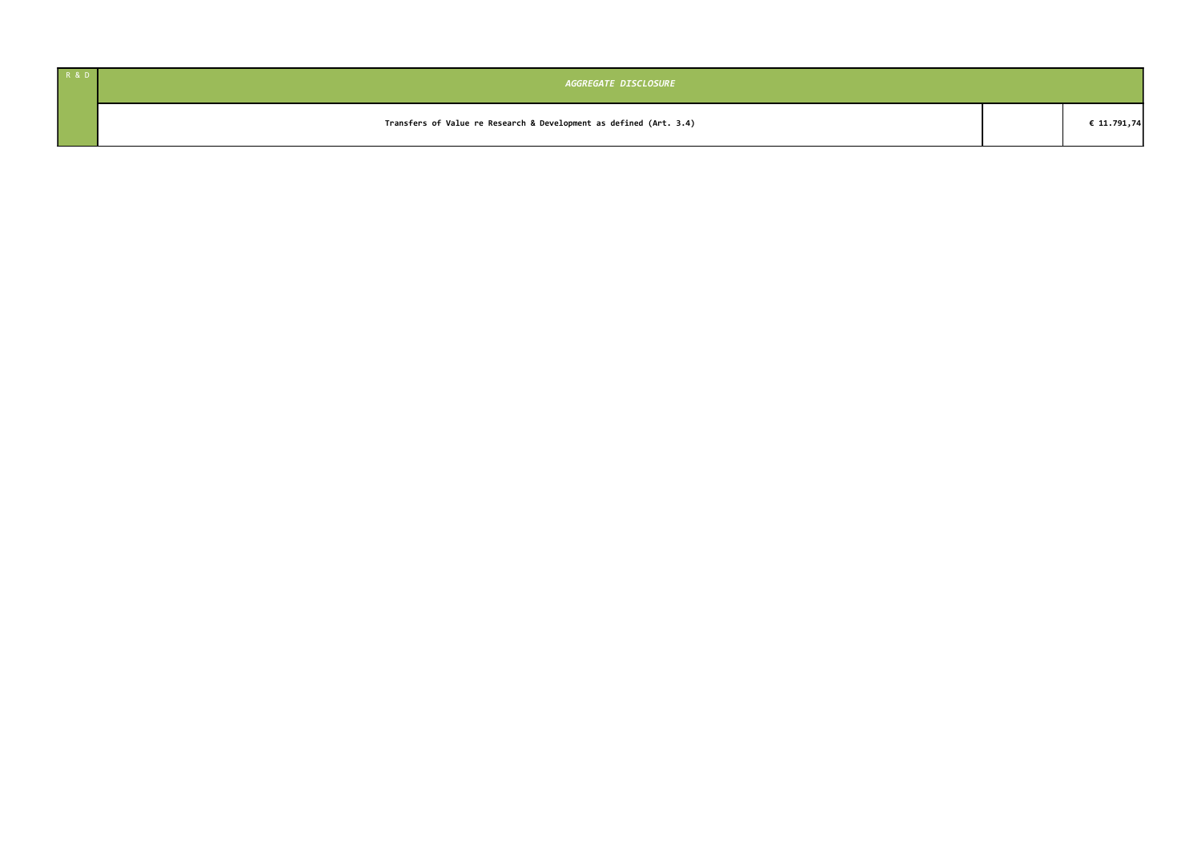| R & D | AGGREGATE DISCLOSURE | | |
|---|---|---|---|
| | Transfers of Value re Research & Development as defined (Art. 3.4) | | € 11.791,74 |